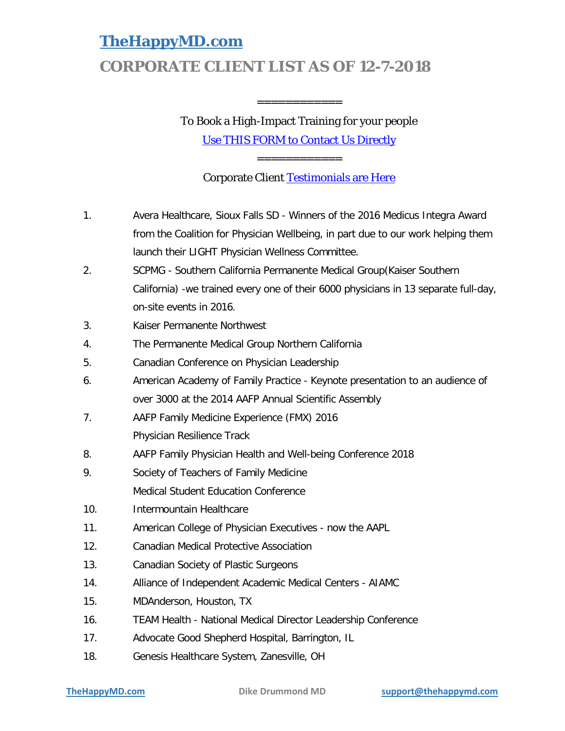# TheHappyMD.com

## CORPORATE CLIENT LIST AS OF 12-7-2018

============

To Book a High-Impact Training for your people

Use THIS FORM to Contact Us Directly

============

Corporate Client Testimonials are Here

1. Avera Healthcare, Sioux Falls SD - Winners of the 2016 Medicus Integra Award from the Coalition for Physician Wellbeing, in part due to our work helping them launch their LIGHT Physician Wellness Committee.
2. SCPMG - Southern California Permanente Medical Group(Kaiser Southern California) -we trained every one of their 6000 physicians in 13 separate full-day, on-site events in 2016.
3. Kaiser Permanente Northwest
4. The Permanente Medical Group Northern California
5. Canadian Conference on Physician Leadership
6. American Academy of Family Practice - Keynote presentation to an audience of over 3000 at the 2014 AAFP Annual Scientific Assembly
7. AAFP Family Medicine Experience (FMX) 2016
   Physician Resilience Track
8. AAFP Family Physician Health and Well-being Conference 2018
9. Society of Teachers of Family Medicine
   Medical Student Education Conference
10. Intermountain Healthcare
11. American College of Physician Executives - now the AAPL
12. Canadian Medical Protective Association
13. Canadian Society of Plastic Surgeons
14. Alliance of Independent Academic Medical Centers - AIAMC
15. MDAnderson, Houston, TX
16. TEAM Health - National Medical Director Leadership Conference
17. Advocate Good Shepherd Hospital, Barrington, IL
18. Genesis Healthcare System, Zanesville, OH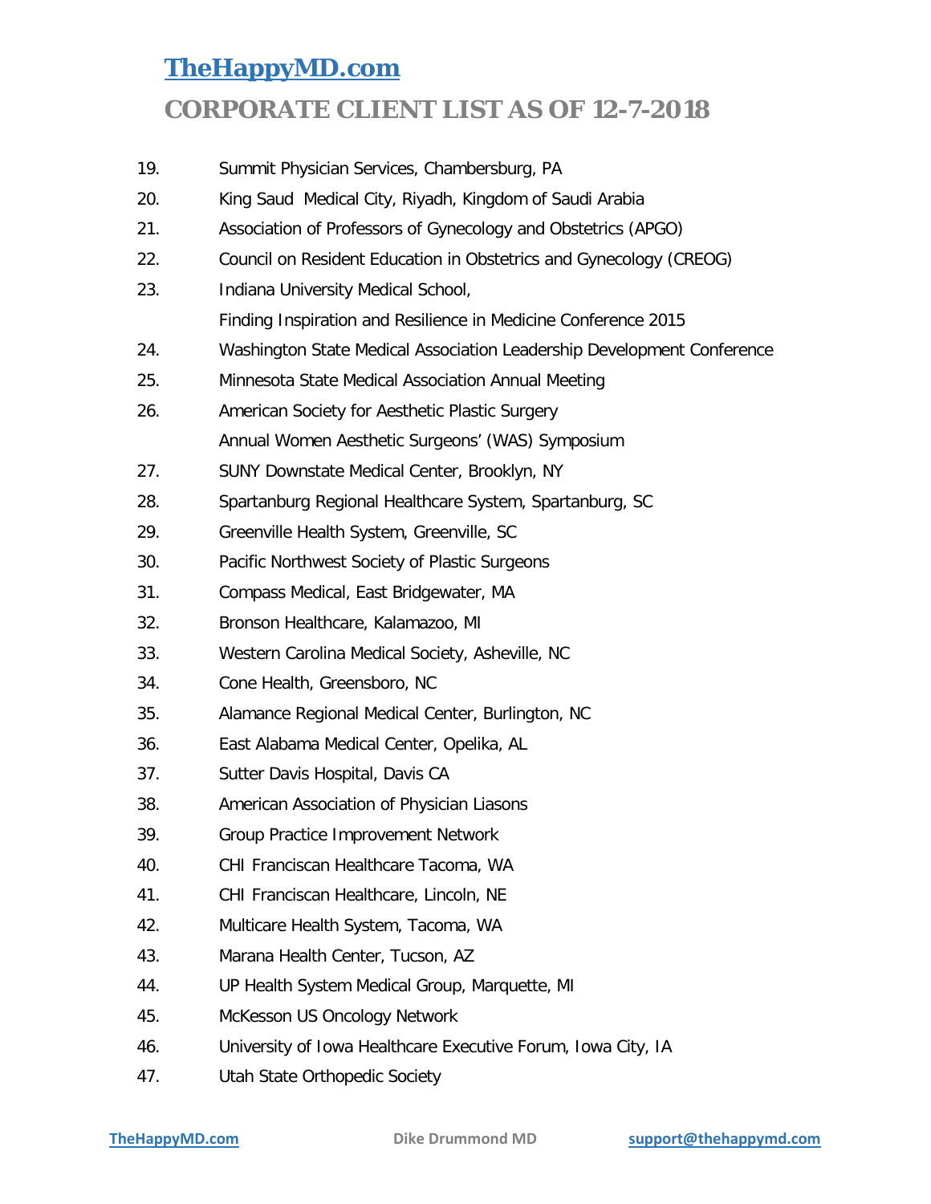# TheHappyMD.com

## CORPORATE CLIENT LIST AS OF 12-7-2018

19. Summit Physician Services, Chambersburg, PA
20. King Saud Medical City, Riyadh, Kingdom of Saudi Arabia
21. Association of Professors of Gynecology and Obstetrics (APGO)
22. Council on Resident Education in Obstetrics and Gynecology (CREOG)
23. Indiana University Medical School,
    Finding Inspiration and Resilience in Medicine Conference 2015
24. Washington State Medical Association Leadership Development Conference
25. Minnesota State Medical Association Annual Meeting
26. American Society for Aesthetic Plastic Surgery
    Annual Women Aesthetic Surgeons' (WAS) Symposium
27. SUNY Downstate Medical Center, Brooklyn, NY
28. Spartanburg Regional Healthcare System, Spartanburg, SC
29. Greenville Health System, Greenville, SC
30. Pacific Northwest Society of Plastic Surgeons
31. Compass Medical, East Bridgewater, MA
32. Bronson Healthcare, Kalamazoo, MI
33. Western Carolina Medical Society, Asheville, NC
34. Cone Health, Greensboro, NC
35. Alamance Regional Medical Center, Burlington, NC
36. East Alabama Medical Center, Opelika, AL
37. Sutter Davis Hospital, Davis CA
38. American Association of Physician Liasons
39. Group Practice Improvement Network
40. CHI Franciscan Healthcare Tacoma, WA
41. CHI Franciscan Healthcare, Lincoln, NE
42. Multicare Health System, Tacoma, WA
43. Marana Health Center, Tucson, AZ
44. UP Health System Medical Group, Marquette, MI
45. McKesson US Oncology Network
46. University of Iowa Healthcare Executive Forum, Iowa City, IA
47. Utah State Orthopedic Society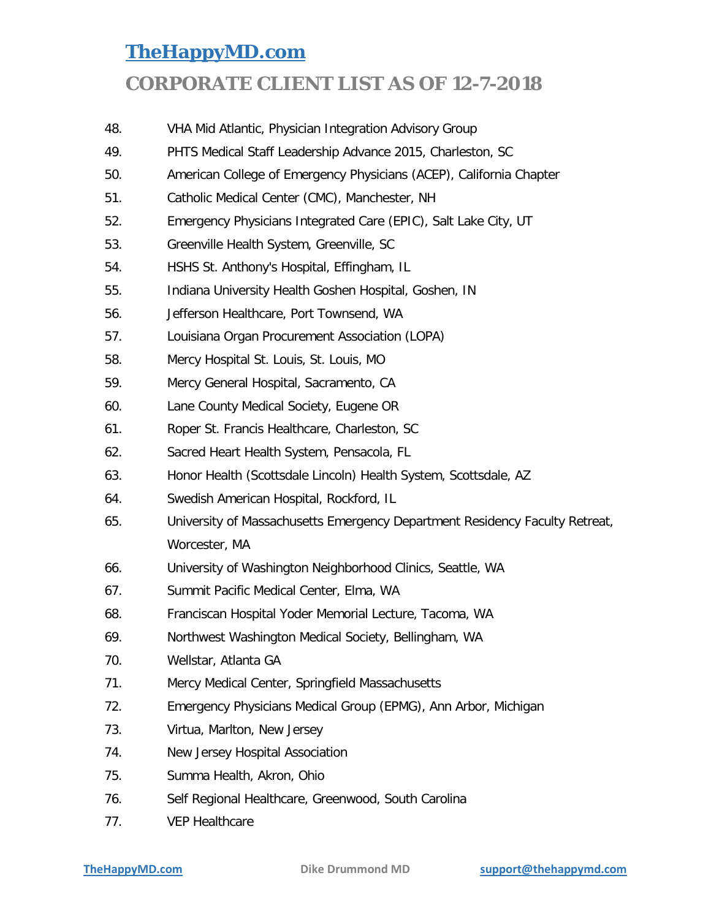# TheHappyMD.com

## CORPORATE CLIENT LIST AS OF 12-7-2018

48. VHA Mid Atlantic, Physician Integration Advisory Group
49. PHTS Medical Staff Leadership Advance 2015, Charleston, SC
50. American College of Emergency Physicians (ACEP), California Chapter
51. Catholic Medical Center (CMC), Manchester, NH
52. Emergency Physicians Integrated Care (EPIC), Salt Lake City, UT
53. Greenville Health System, Greenville, SC
54. HSHS St. Anthony's Hospital, Effingham, IL
55. Indiana University Health Goshen Hospital, Goshen, IN
56. Jefferson Healthcare, Port Townsend, WA
57. Louisiana Organ Procurement Association (LOPA)
58. Mercy Hospital St. Louis, St. Louis, MO
59. Mercy General Hospital, Sacramento, CA
60. Lane County Medical Society, Eugene OR
61. Roper St. Francis Healthcare, Charleston, SC
62. Sacred Heart Health System, Pensacola, FL
63. Honor Health (Scottsdale Lincoln) Health System, Scottsdale, AZ
64. Swedish American Hospital, Rockford, IL
65. University of Massachusetts Emergency Department Residency Faculty Retreat, Worcester, MA
66. University of Washington Neighborhood Clinics, Seattle, WA
67. Summit Pacific Medical Center, Elma, WA
68. Franciscan Hospital Yoder Memorial Lecture, Tacoma, WA
69. Northwest Washington Medical Society, Bellingham, WA
70. Wellstar, Atlanta GA
71. Mercy Medical Center, Springfield Massachusetts
72. Emergency Physicians Medical Group (EPMG), Ann Arbor, Michigan
73. Virtua, Marlton, New Jersey
74. New Jersey Hospital Association
75. Summa Health, Akron, Ohio
76. Self Regional Healthcare, Greenwood, South Carolina
77. VEP Healthcare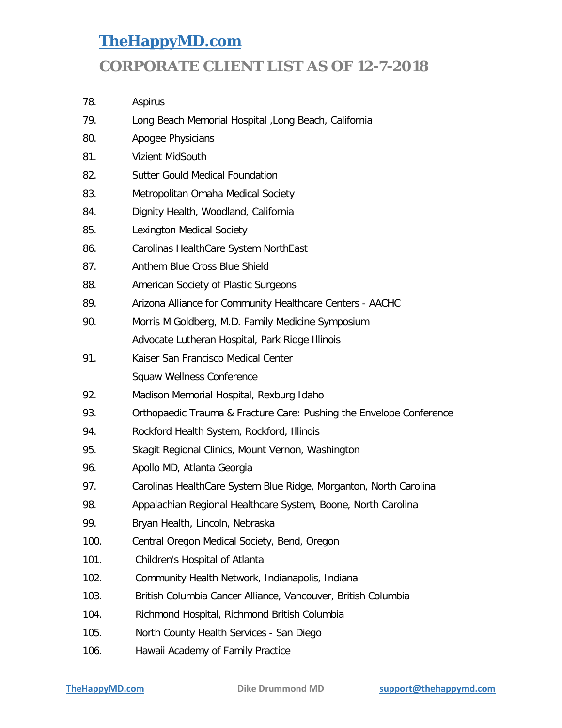# TheHappyMD.com

## CORPORATE CLIENT LIST AS OF 12-7-2018

78. Aspirus
79. Long Beach Memorial Hospital ,Long Beach, California
80. Apogee Physicians
81. Vizient MidSouth
82. Sutter Gould Medical Foundation
83. Metropolitan Omaha Medical Society
84. Dignity Health, Woodland, California
85. Lexington Medical Society
86. Carolinas HealthCare System NorthEast
87. Anthem Blue Cross Blue Shield
88. American Society of Plastic Surgeons
89. Arizona Alliance for Community Healthcare Centers - AACHC
90. Morris M Goldberg, M.D. Family Medicine Symposium
    Advocate Lutheran Hospital, Park Ridge Illinois
91. Kaiser San Francisco Medical Center
    Squaw Wellness Conference
92. Madison Memorial Hospital, Rexburg Idaho
93. Orthopaedic Trauma & Fracture Care: Pushing the Envelope Conference
94. Rockford Health System, Rockford, Illinois
95. Skagit Regional Clinics, Mount Vernon, Washington
96. Apollo MD, Atlanta Georgia
97. Carolinas HealthCare System Blue Ridge, Morganton, North Carolina
98. Appalachian Regional Healthcare System, Boone, North Carolina
99. Bryan Health, Lincoln, Nebraska
100. Central Oregon Medical Society, Bend, Oregon
101. Children's Hospital of Atlanta
102. Community Health Network, Indianapolis, Indiana
103. British Columbia Cancer Alliance, Vancouver, British Columbia
104. Richmond Hospital, Richmond British Columbia
105. North County Health Services - San Diego
106. Hawaii Academy of Family Practice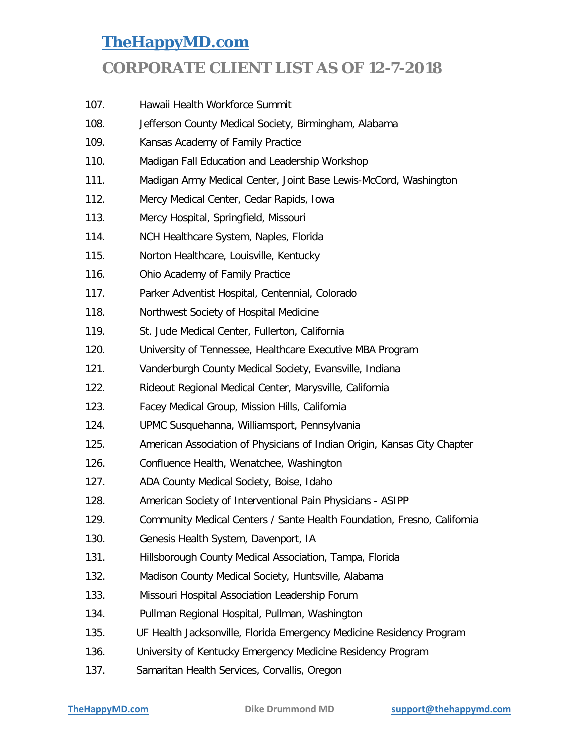# TheHappyMD.com

## CORPORATE CLIENT LIST AS OF 12-7-2018

107. Hawaii Health Workforce Summit
108. Jefferson County Medical Society, Birmingham, Alabama
109. Kansas Academy of Family Practice
110. Madigan Fall Education and Leadership Workshop
111. Madigan Army Medical Center, Joint Base Lewis-McCord, Washington
112. Mercy Medical Center, Cedar Rapids, Iowa
113. Mercy Hospital, Springfield, Missouri
114. NCH Healthcare System, Naples, Florida
115. Norton Healthcare, Louisville, Kentucky
116. Ohio Academy of Family Practice
117. Parker Adventist Hospital, Centennial, Colorado
118. Northwest Society of Hospital Medicine
119. St. Jude Medical Center, Fullerton, California
120. University of Tennessee, Healthcare Executive MBA Program
121. Vanderburgh County Medical Society, Evansville, Indiana
122. Rideout Regional Medical Center, Marysville, California
123. Facey Medical Group, Mission Hills, California
124. UPMC Susquehanna, Williamsport, Pennsylvania
125. American Association of Physicians of Indian Origin, Kansas City Chapter
126. Confluence Health, Wenatchee, Washington
127. ADA County Medical Society, Boise, Idaho
128. American Society of Interventional Pain Physicians - ASIPP
129. Community Medical Centers / Sante Health Foundation, Fresno, California
130. Genesis Health System, Davenport, IA
131. Hillsborough County Medical Association, Tampa, Florida
132. Madison County Medical Society, Huntsville, Alabama
133. Missouri Hospital Association Leadership Forum
134. Pullman Regional Hospital, Pullman, Washington
135. UF Health Jacksonville, Florida Emergency Medicine Residency Program
136. University of Kentucky Emergency Medicine Residency Program
137. Samaritan Health Services, Corvallis, Oregon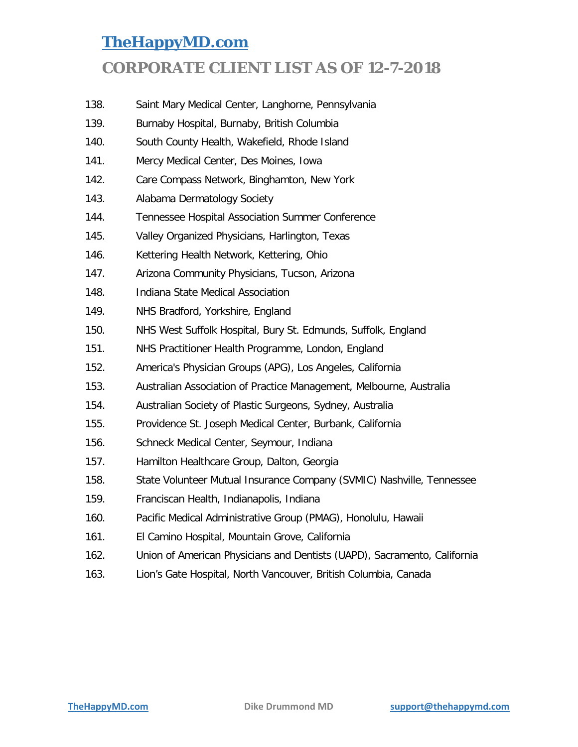# TheHappyMD.com

## CORPORATE CLIENT LIST AS OF 12-7-2018

138. Saint Mary Medical Center, Langhorne, Pennsylvania
139. Burnaby Hospital, Burnaby, British Columbia
140. South County Health, Wakefield, Rhode Island
141. Mercy Medical Center, Des Moines, Iowa
142. Care Compass Network, Binghamton, New York
143. Alabama Dermatology Society
144. Tennessee Hospital Association Summer Conference
145. Valley Organized Physicians, Harlington, Texas
146. Kettering Health Network, Kettering, Ohio
147. Arizona Community Physicians, Tucson, Arizona
148. Indiana State Medical Association
149. NHS Bradford, Yorkshire, England
150. NHS West Suffolk Hospital, Bury St. Edmunds, Suffolk, England
151. NHS Practitioner Health Programme, London, England
152. America's Physician Groups (APG), Los Angeles, California
153. Australian Association of Practice Management, Melbourne, Australia
154. Australian Society of Plastic Surgeons, Sydney, Australia
155. Providence St. Joseph Medical Center, Burbank, California
156. Schneck Medical Center, Seymour, Indiana
157. Hamilton Healthcare Group, Dalton, Georgia
158. State Volunteer Mutual Insurance Company (SVMIC) Nashville, Tennessee
159. Franciscan Health, Indianapolis, Indiana
160. Pacific Medical Administrative Group (PMAG), Honolulu, Hawaii
161. El Camino Hospital, Mountain Grove, California
162. Union of American Physicians and Dentists (UAPD), Sacramento, California
163. Lion's Gate Hospital, North Vancouver, British Columbia, Canada